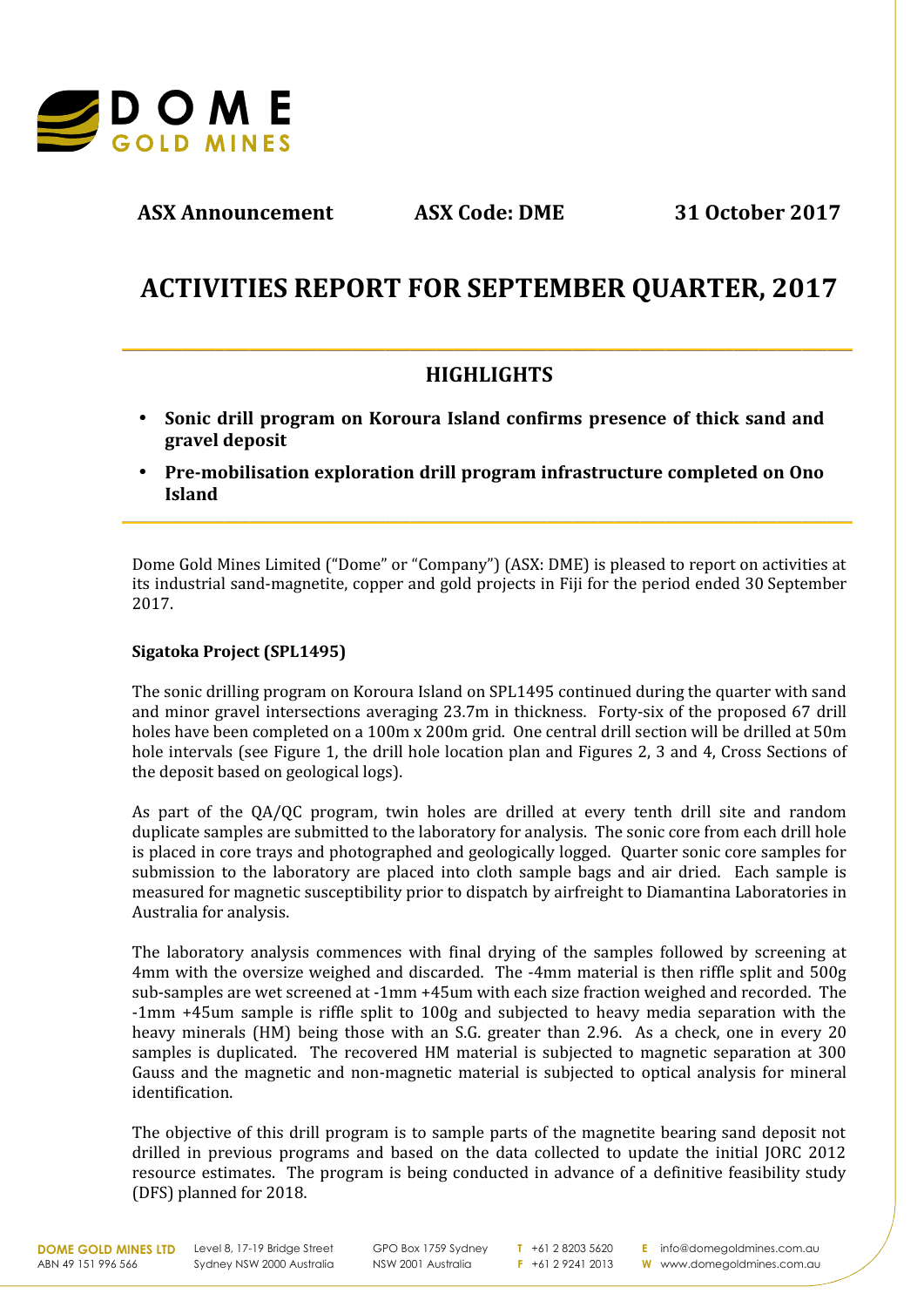**ASX Announcement** **ASX Code: DME** **31 October 2017**

# ACTIVITIES REPORT FOR SEPTEMBER QUARTER, 2017

## HIGHLIGHTS

- **Sonic drill program on Koroura Island confirms presence of thick sand and gravel deposit**
- **Pre-mobilisation exploration drill program infrastructure completed on Ono Island**

Dome Gold Mines Limited ("Dome" or "Company") (ASX: DME) is pleased to report on activities at its industrial sand-magnetite, copper and gold projects in Fiji for the period ended 30 September 2017.

### Sigatoka Project (SPL1495)

The sonic drilling program on Koroura Island on SPL1495 continued during the quarter with sand and minor gravel intersections averaging 23.7m in thickness. Forty-six of the proposed 67 drill holes have been completed on a 100m x 200m grid. One central drill section will be drilled at 50m hole intervals (see Figure 1, the drill hole location plan and Figures 2, 3 and 4, Cross Sections of the deposit based on geological logs).

As part of the QA/QC program, twin holes are drilled at every tenth drill site and random duplicate samples are submitted to the laboratory for analysis. The sonic core from each drill hole is placed in core trays and photographed and geologically logged. Quarter sonic core samples for submission to the laboratory are placed into cloth sample bags and air dried. Each sample is measured for magnetic susceptibility prior to dispatch by airfreight to Diamantina Laboratories in Australia for analysis.

The laboratory analysis commences with final drying of the samples followed by screening at 4mm with the oversize weighed and discarded. The -4mm material is then riffle split and 500g sub-samples are wet screened at -1mm +45um with each size fraction weighed and recorded. The -1mm +45um sample is riffle split to 100g and subjected to heavy media separation with the heavy minerals (HM) being those with an S.G. greater than 2.96. As a check, one in every 20 samples is duplicated. The recovered HM material is subjected to magnetic separation at 300 Gauss and the magnetic and non-magnetic material is subjected to optical analysis for mineral identification.

The objective of this drill program is to sample parts of the magnetite bearing sand deposit not drilled in previous programs and based on the data collected to update the initial JORC 2012 resource estimates. The program is being conducted in advance of a definitive feasibility study (DFS) planned for 2018.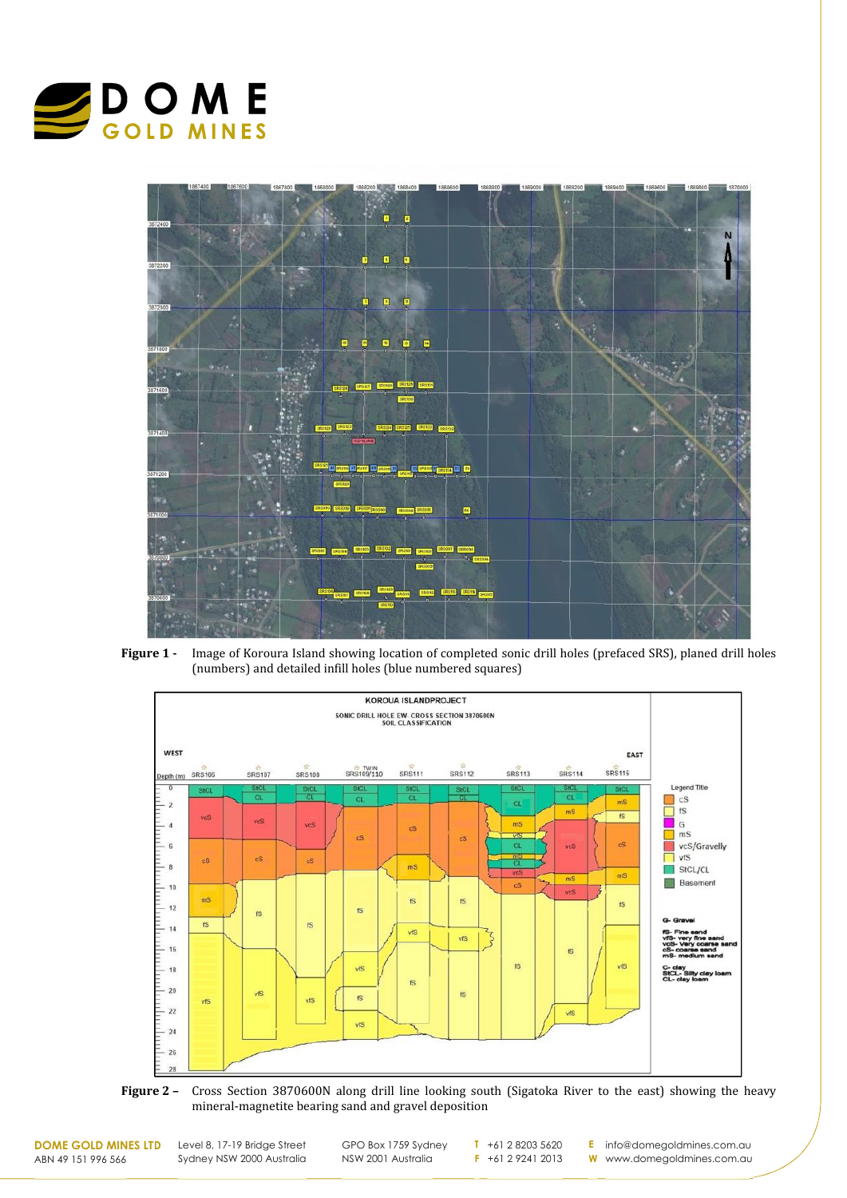**Figure 1 -** Image of Koroura Island showing location of completed sonic drill holes (prefaced SRS), planed drill holes (numbers) and detailed infill holes (blue numbered squares)

**Figure 2 –** Cross Section 3870600N along drill line looking south (Sigatoka River to the east) showing the heavy mineral-magnetite bearing sand and gravel deposition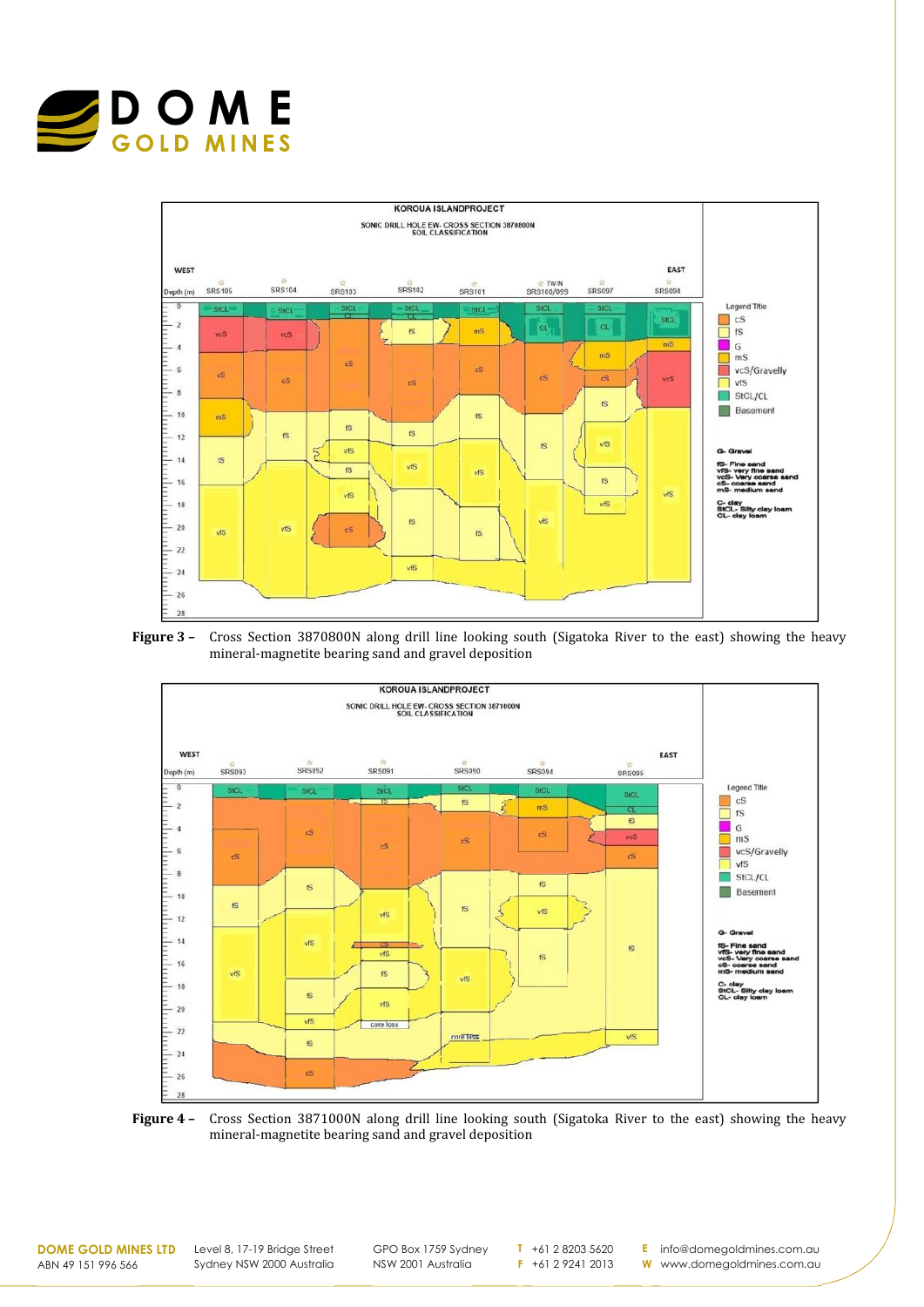**Figure 3 –** Cross Section 3870800N along drill line looking south (Sigatoka River to the east) showing the heavy mineral-magnetite bearing sand and gravel deposition

**Figure 4 –** Cross Section 3871000N along drill line looking south (Sigatoka River to the east) showing the heavy mineral-magnetite bearing sand and gravel deposition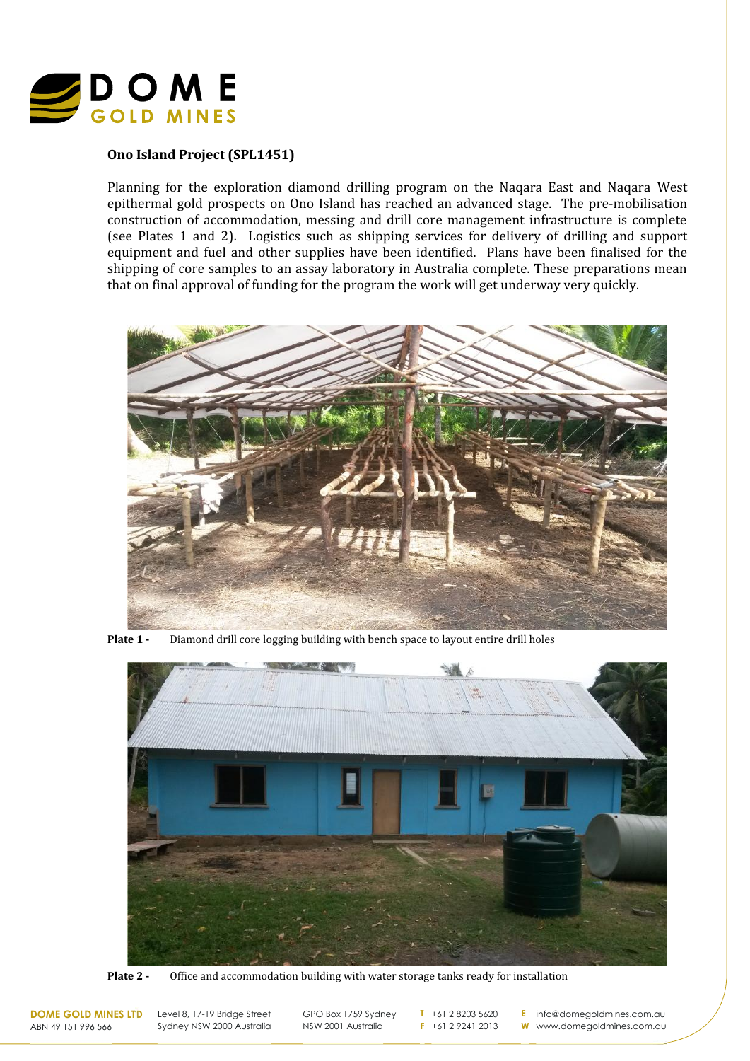### Ono Island Project (SPL1451)

Planning for the exploration diamond drilling program on the Naqara East and Naqara West epithermal gold prospects on Ono Island has reached an advanced stage. The pre-mobilisation construction of accommodation, messing and drill core management infrastructure is complete (see Plates 1 and 2). Logistics such as shipping services for delivery of drilling and support equipment and fuel and other supplies have been identified. Plans have been finalised for the shipping of core samples to an assay laboratory in Australia complete. These preparations mean that on final approval of funding for the program the work will get underway very quickly.

**Plate 1 -** Diamond drill core logging building with bench space to layout entire drill holes

**Plate 2 -** Office and accommodation building with water storage tanks ready for installation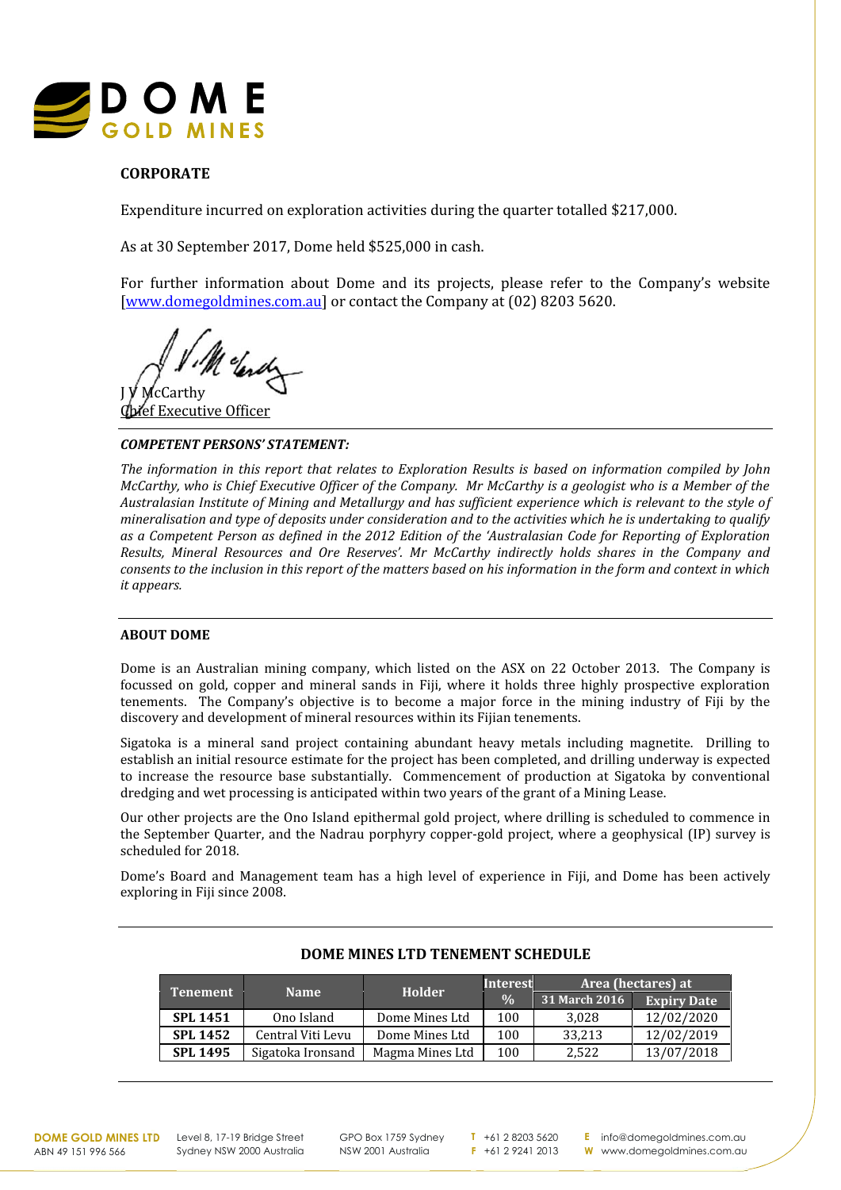## CORPORATE

Expenditure incurred on exploration activities during the quarter totalled $217,000.

As at 30 September 2017, Dome held $525,000 in cash.

For further information about Dome and its projects, please refer to the Company's website [www.domegoldmines.com.au] or contact the Company at (02) 8203 5620.

J V McCarthy
Chief Executive Officer

***COMPETENT PERSONS' STATEMENT:***

*The information in this report that relates to Exploration Results is based on information compiled by John McCarthy, who is Chief Executive Officer of the Company. Mr McCarthy is a geologist who is a Member of the Australasian Institute of Mining and Metallurgy and has sufficient experience which is relevant to the style of mineralisation and type of deposits under consideration and to the activities which he is undertaking to qualify as a Competent Person as defined in the 2012 Edition of the 'Australasian Code for Reporting of Exploration Results, Mineral Resources and Ore Reserves'. Mr McCarthy indirectly holds shares in the Company and consents to the inclusion in this report of the matters based on his information in the form and context in which it appears.*

## ABOUT DOME

Dome is an Australian mining company, which listed on the ASX on 22 October 2013. The Company is focussed on gold, copper and mineral sands in Fiji, where it holds three highly prospective exploration tenements. The Company's objective is to become a major force in the mining industry of Fiji by the discovery and development of mineral resources within its Fijian tenements.

Sigatoka is a mineral sand project containing abundant heavy metals including magnetite. Drilling to establish an initial resource estimate for the project has been completed, and drilling underway is expected to increase the resource base substantially. Commencement of production at Sigatoka by conventional dredging and wet processing is anticipated within two years of the grant of a Mining Lease.

Our other projects are the Ono Island epithermal gold project, where drilling is scheduled to commence in the September Quarter, and the Nadrau porphyry copper-gold project, where a geophysical (IP) survey is scheduled for 2018.

Dome's Board and Management team has a high level of experience in Fiji, and Dome has been actively exploring in Fiji since 2008.

### DOME MINES LTD TENEMENT SCHEDULE

| Tenement | Name | Holder | Interest % | Area (hectares) at 31 March 2016 | Expiry Date |
|---|---|---|---|---|---|
| **SPL 1451** | Ono Island | Dome Mines Ltd | 100 | 3,028 | 12/02/2020 |
| **SPL 1452** | Central Viti Levu | Dome Mines Ltd | 100 | 33,213 | 12/02/2019 |
| **SPL 1495** | Sigatoka Ironsand | Magma Mines Ltd | 100 | 2,522 | 13/07/2018 |